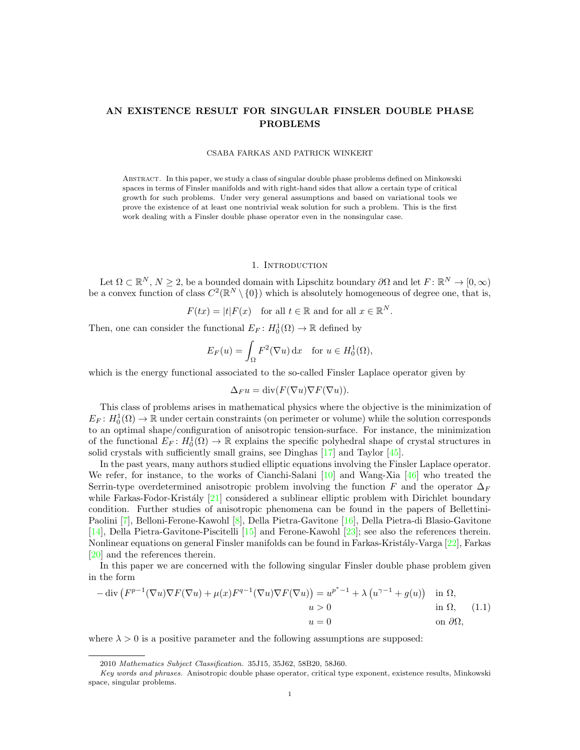# AN EXISTENCE RESULT FOR SINGULAR FINSLER DOUBLE PHASE PROBLEMS

CSABA FARKAS AND PATRICK WINKERT

Abstract. In this paper, we study a class of singular double phase problems defined on Minkowski spaces in terms of Finsler manifolds and with right-hand sides that allow a certain type of critical growth for such problems. Under very general assumptions and based on variational tools we prove the existence of at least one nontrivial weak solution for such a problem. This is the first work dealing with a Finsler double phase operator even in the nonsingular case.

## 1. Introduction

Let $\Omega \subset \mathbb{R}^N$, $N \geq 2$, be a bounded domain with Lipschitz boundary $\partial\Omega$ and let $F\colon \mathbb{R}^N \to [0,\infty)$ be a convex function of class $C^2(\mathbb{R}^N \setminus \{0\})$ which is absolutely homogeneous of degree one, that is,

$$F(tx) = |t|F(x) \quad \text{for all } t \in \mathbb{R} \text{ and for all } x \in \mathbb{R}^N.$$

Then, one can consider the functional $E_F\colon H_0^1(\Omega) \to \mathbb{R}$ defined by

$$E_F(u) = \int_\Omega F^2(\nabla u)\,\mathrm{d}x \quad \text{for } u \in H_0^1(\Omega),$$

which is the energy functional associated to the so-called Finsler Laplace operator given by

$$\Delta_F u = \operatorname{div}(F(\nabla u)\nabla F(\nabla u)).$$

This class of problems arises in mathematical physics where the objective is the minimization of $E_F\colon H_0^1(\Omega) \to \mathbb{R}$ under certain constraints (on perimeter or volume) while the solution corresponds to an optimal shape/configuration of anisotropic tension-surface. For instance, the minimization of the functional $E_F\colon H_0^1(\Omega) \to \mathbb{R}$ explains the specific polyhedral shape of crystal structures in solid crystals with sufficiently small grains, see Dinghas [17] and Taylor [45].

In the past years, many authors studied elliptic equations involving the Finsler Laplace operator. We refer, for instance, to the works of Cianchi-Salani [10] and Wang-Xia [46] who treated the Serrin-type overdetermined anisotropic problem involving the function $F$ and the operator $\Delta_F$ while Farkas-Fodor-Kristály [21] considered a sublinear elliptic problem with Dirichlet boundary condition. Further studies of anisotropic phenomena can be found in the papers of Bellettini-Paolini [7], Belloni-Ferone-Kawohl [8], Della Pietra-Gavitone [16], Della Pietra-di Blasio-Gavitone [14], Della Pietra-Gavitone-Piscitelli [15] and Ferone-Kawohl [23]; see also the references therein. Nonlinear equations on general Finsler manifolds can be found in Farkas-Kristály-Varga [22], Farkas [20] and the references therein.

In this paper we are concerned with the following singular Finsler double phase problem given in the form

$$\begin{aligned}
-\operatorname{div}\left(F^{p-1}(\nabla u)\nabla F(\nabla u) + \mu(x)F^{q-1}(\nabla u)\nabla F(\nabla u)\right) &= u^{p^*-1} + \lambda\left(u^{\gamma-1} + g(u)\right) && \text{in } \Omega,\\
u &> 0 && \text{in } \Omega,\\
u &= 0 && \text{on } \partial\Omega,
\end{aligned} \tag{1.1}$$

where $\lambda > 0$ is a positive parameter and the following assumptions are supposed:

2010 *Mathematics Subject Classification.* 35J15, 35J62, 58B20, 58J60.

*Key words and phrases.* Anisotropic double phase operator, critical type exponent, existence results, Minkowski space, singular problems.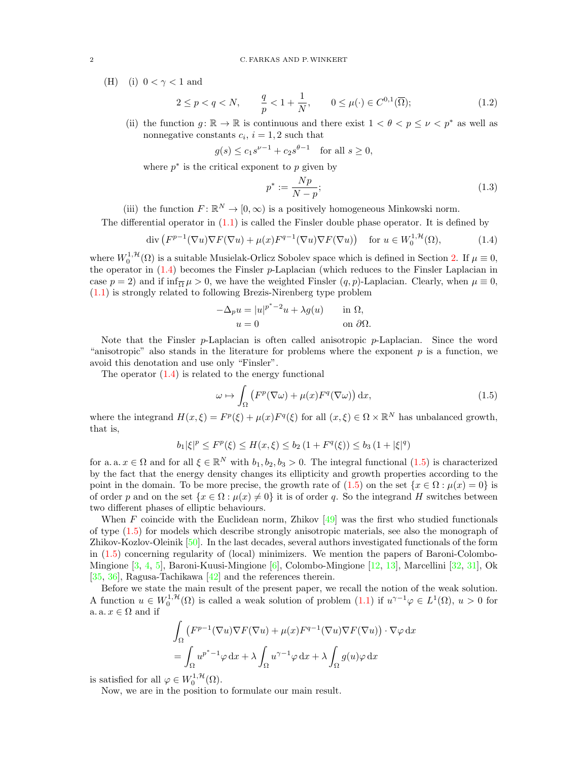(H) (i) $0 < \gamma < 1$ and

$$2 \leq p < q < N, \qquad \frac{q}{p} < 1 + \frac{1}{N}, \qquad 0 \leq \mu(\cdot) \in C^{0,1}(\overline{\Omega}); \tag{1.2}$$

(ii) the function $g\colon \mathbb{R} \to \mathbb{R}$ is continuous and there exist $1 < \theta < p \leq \nu < p^*$ as well as nonnegative constants $c_i$, $i = 1, 2$ such that

$$g(s) \leq c_1 s^{\nu-1} + c_2 s^{\theta-1} \quad \text{for all } s \geq 0,$$

where $p^*$ is the critical exponent to $p$ given by

$$p^* := \frac{Np}{N-p}; \tag{1.3}$$

(iii) the function $F\colon \mathbb{R}^N \to [0, \infty)$ is a positively homogeneous Minkowski norm.

The differential operator in (1.1) is called the Finsler double phase operator. It is defined by

$$\operatorname{div}\left(F^{p-1}(\nabla u)\nabla F(\nabla u) + \mu(x)F^{q-1}(\nabla u)\nabla F(\nabla u)\right) \quad \text{for } u \in W_0^{1,\mathcal{H}}(\Omega), \tag{1.4}$$

where $W_0^{1,\mathcal{H}}(\Omega)$ is a suitable Musielak-Orlicz Sobolev space which is defined in Section 2. If $\mu \equiv 0$, the operator in (1.4) becomes the Finsler $p$-Laplacian (which reduces to the Finsler Laplacian in case $p = 2$) and if $\inf_{\overline{\Omega}} \mu > 0$, we have the weighted Finsler $(q, p)$-Laplacian. Clearly, when $\mu \equiv 0$, (1.1) is strongly related to following Brezis-Nirenberg type problem

$$\begin{aligned} -\Delta_p u &= |u|^{p^*-2}u + \lambda g(u) \qquad && \text{in } \Omega, \\ u &= 0 && \text{on } \partial\Omega. \end{aligned}$$

Note that the Finsler $p$-Laplacian is often called anisotropic $p$-Laplacian. Since the word "anisotropic" also stands in the literature for problems where the exponent $p$ is a function, we avoid this denotation and use only "Finsler".

The operator (1.4) is related to the energy functional

$$\omega \mapsto \int_\Omega \left(F^p(\nabla\omega) + \mu(x)F^q(\nabla\omega)\right) \mathrm{d}x, \tag{1.5}$$

where the integrand $H(x, \xi) = F^p(\xi) + \mu(x)F^q(\xi)$ for all $(x, \xi) \in \Omega \times \mathbb{R}^N$ has unbalanced growth, that is,

$$b_1|\xi|^p \leq F^p(\xi) \leq H(x, \xi) \leq b_2\left(1 + F^q(\xi)\right) \leq b_3\left(1 + |\xi|^q\right)$$

for a. a. $x \in \Omega$ and for all $\xi \in \mathbb{R}^N$ with $b_1, b_2, b_3 > 0$. The integral functional (1.5) is characterized by the fact that the energy density changes its ellipticity and growth properties according to the point in the domain. To be more precise, the growth rate of (1.5) on the set $\{x \in \Omega : \mu(x) = 0\}$ is of order $p$ and on the set $\{x \in \Omega : \mu(x) \neq 0\}$ it is of order $q$. So the integrand $H$ switches between two different phases of elliptic behaviours.

When $F$ coincide with the Euclidean norm, Zhikov [49] was the first who studied functionals of type (1.5) for models which describe strongly anisotropic materials, see also the monograph of Zhikov-Kozlov-Oleinik [50]. In the last decades, several authors investigated functionals of the form in (1.5) concerning regularity of (local) minimizers. We mention the papers of Baroni-Colombo-Mingione [3, 4, 5], Baroni-Kuusi-Mingione [6], Colombo-Mingione [12, 13], Marcellini [32, 31], Ok [35, 36], Ragusa-Tachikawa [42] and the references therein.

Before we state the main result of the present paper, we recall the notion of the weak solution. A function $u \in W_0^{1,\mathcal{H}}(\Omega)$ is called a weak solution of problem (1.1) if $u^{\gamma-1}\varphi \in L^1(\Omega)$, $u > 0$ for a. a. $x \in \Omega$ and if

$$\begin{aligned} &\int_\Omega \left(F^{p-1}(\nabla u)\nabla F(\nabla u) + \mu(x)F^{q-1}(\nabla u)\nabla F(\nabla u)\right) \cdot \nabla\varphi \,\mathrm{d}x \\ &= \int_\Omega u^{p^*-1}\varphi \,\mathrm{d}x + \lambda\int_\Omega u^{\gamma-1}\varphi \,\mathrm{d}x + \lambda\int_\Omega g(u)\varphi \,\mathrm{d}x \end{aligned}$$

is satisfied for all $\varphi \in W_0^{1,\mathcal{H}}(\Omega)$.

Now, we are in the position to formulate our main result.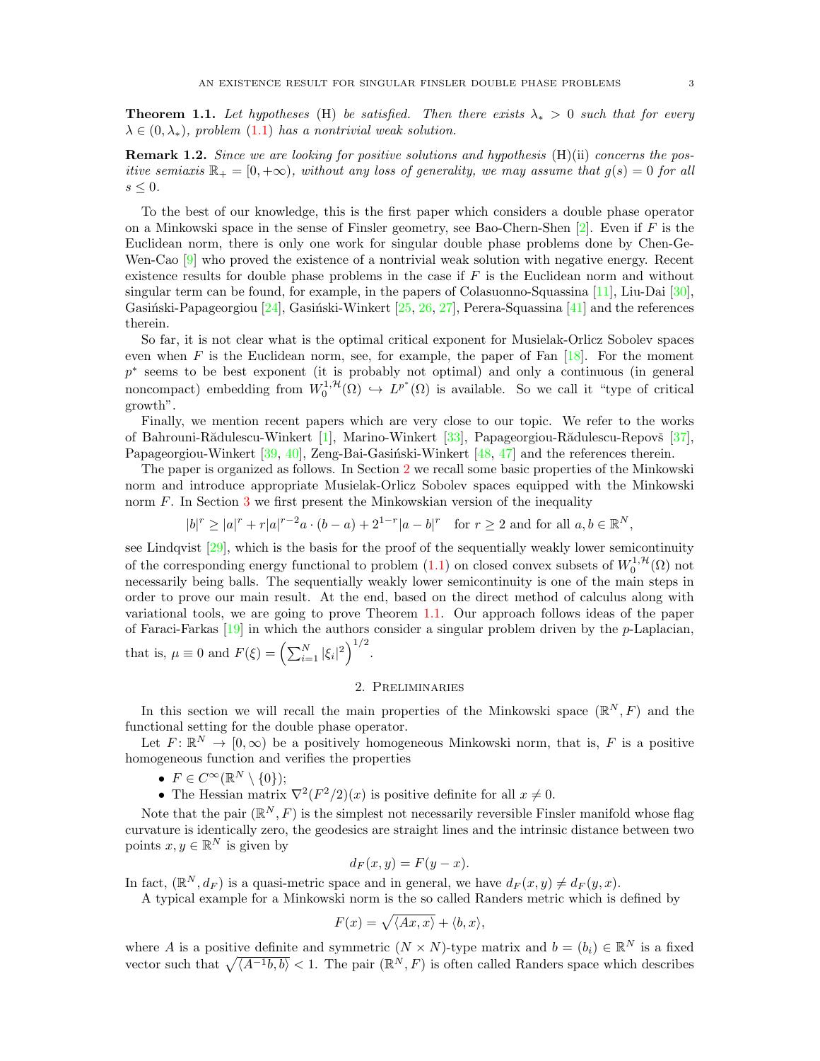**Theorem 1.1.** *Let hypotheses* (H) *be satisfied. Then there exists $\lambda_* > 0$ such that for every $\lambda \in (0, \lambda_*)$, problem* (1.1) *has a nontrivial weak solution.*

**Remark 1.2.** *Since we are looking for positive solutions and hypothesis* (H)(ii) *concerns the positive semiaxis $\mathbb{R}_+ = [0, +\infty)$, without any loss of generality, we may assume that $g(s) = 0$ for all $s \leq 0$.*

To the best of our knowledge, this is the first paper which considers a double phase operator on a Minkowski space in the sense of Finsler geometry, see Bao-Chern-Shen [2]. Even if $F$ is the Euclidean norm, there is only one work for singular double phase problems done by Chen-Ge-Wen-Cao [9] who proved the existence of a nontrivial weak solution with negative energy. Recent existence results for double phase problems in the case if $F$ is the Euclidean norm and without singular term can be found, for example, in the papers of Colasuonno-Squassina [11], Liu-Dai [30], Gasiński-Papageorgiou [24], Gasiński-Winkert [25, 26, 27], Perera-Squassina [41] and the references therein.

So far, it is not clear what is the optimal critical exponent for Musielak-Orlicz Sobolev spaces even when $F$ is the Euclidean norm, see, for example, the paper of Fan [18]. For the moment $p^*$ seems to be best exponent (it is probably not optimal) and only a continuous (in general noncompact) embedding from $W^{1,\mathcal{H}}_0(\Omega) \hookrightarrow L^{p^*}(\Omega)$ is available. So we call it "type of critical growth".

Finally, we mention recent papers which are very close to our topic. We refer to the works of Bahrouni-Rădulescu-Winkert [1], Marino-Winkert [33], Papageorgiou-Rădulescu-Repovš [37], Papageorgiou-Winkert [39, 40], Zeng-Bai-Gasiński-Winkert [48, 47] and the references therein.

The paper is organized as follows. In Section 2 we recall some basic properties of the Minkowski norm and introduce appropriate Musielak-Orlicz Sobolev spaces equipped with the Minkowski norm $F$. In Section 3 we first present the Minkowskian version of the inequality

$$|b|^r \geq |a|^r + r|a|^{r-2}a \cdot (b-a) + 2^{1-r}|a-b|^r \quad \text{for } r \geq 2 \text{ and for all } a, b \in \mathbb{R}^N,$$

see Lindqvist [29], which is the basis for the proof of the sequentially weakly lower semicontinuity of the corresponding energy functional to problem (1.1) on closed convex subsets of $W^{1,\mathcal{H}}_0(\Omega)$ not necessarily being balls. The sequentially weakly lower semicontinuity is one of the main steps in order to prove our main result. At the end, based on the direct method of calculus along with variational tools, we are going to prove Theorem 1.1. Our approach follows ideas of the paper of Faraci-Farkas [19] in which the authors consider a singular problem driven by the $p$-Laplacian, that is, $\mu \equiv 0$ and $F(\xi) = \left(\sum_{i=1}^N |\xi_i|^2\right)^{1/2}$.

## 2. Preliminaries

In this section we will recall the main properties of the Minkowski space $(\mathbb{R}^N, F)$ and the functional setting for the double phase operator.

Let $F\colon \mathbb{R}^N \to [0, \infty)$ be a positively homogeneous Minkowski norm, that is, $F$ is a positive homogeneous function and verifies the properties

- $F \in C^\infty(\mathbb{R}^N \setminus \{0\})$;
- The Hessian matrix $\nabla^2(F^2/2)(x)$ is positive definite for all $x \neq 0$.

Note that the pair $(\mathbb{R}^N, F)$ is the simplest not necessarily reversible Finsler manifold whose flag curvature is identically zero, the geodesics are straight lines and the intrinsic distance between two points $x, y \in \mathbb{R}^N$ is given by

$$d_F(x, y) = F(y - x).$$

In fact, $(\mathbb{R}^N, d_F)$ is a quasi-metric space and in general, we have $d_F(x, y) \neq d_F(y, x)$.

A typical example for a Minkowski norm is the so called Randers metric which is defined by

$$F(x) = \sqrt{\langle Ax, x\rangle} + \langle b, x\rangle,$$

where $A$ is a positive definite and symmetric $(N \times N)$-type matrix and $b = (b_i) \in \mathbb{R}^N$ is a fixed vector such that $\sqrt{\langle A^{-1}b, b\rangle} < 1$. The pair $(\mathbb{R}^N, F)$ is often called Randers space which describes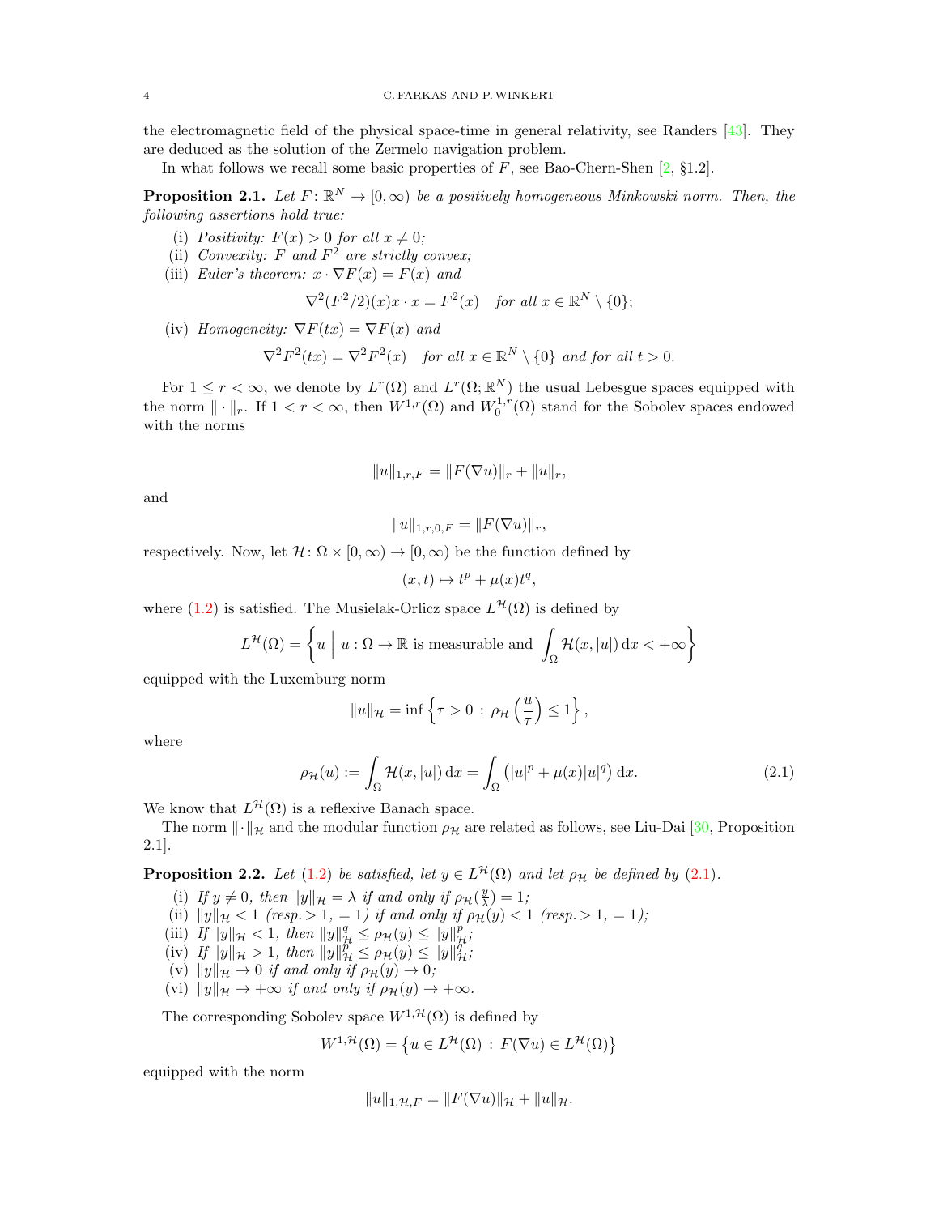the electromagnetic field of the physical space-time in general relativity, see Randers [43]. They are deduced as the solution of the Zermelo navigation problem.

In what follows we recall some basic properties of $F$, see Bao-Chern-Shen [2, §1.2].

**Proposition 2.1.** *Let $F\colon \mathbb{R}^N \to [0,\infty)$ be a positively homogeneous Minkowski norm. Then, the following assertions hold true:*

- (i) *Positivity: $F(x) > 0$ for all $x \neq 0$;*
- (ii) *Convexity: $F$ and $F^2$ are strictly convex;*
- (iii) *Euler's theorem: $x \cdot \nabla F(x) = F(x)$ and*
$$\nabla^2(F^2/2)(x)x \cdot x = F^2(x) \quad \text{for all } x \in \mathbb{R}^N \setminus \{0\};$$
- (iv) *Homogeneity: $\nabla F(tx) = \nabla F(x)$ and*
$$\nabla^2 F^2(tx) = \nabla^2 F^2(x) \quad \text{for all } x \in \mathbb{R}^N \setminus \{0\} \text{ and for all } t > 0.$$

For $1 \leq r < \infty$, we denote by $L^r(\Omega)$ and $L^r(\Omega;\mathbb{R}^N)$ the usual Lebesgue spaces equipped with the norm $\|\cdot\|_r$. If $1 < r < \infty$, then $W^{1,r}(\Omega)$ and $W_0^{1,r}(\Omega)$ stand for the Sobolev spaces endowed with the norms

$$\|u\|_{1,r,F} = \|F(\nabla u)\|_r + \|u\|_r,$$

and

$$\|u\|_{1,r,0,F} = \|F(\nabla u)\|_r,$$

respectively. Now, let $\mathcal{H}\colon \Omega \times [0,\infty) \to [0,\infty)$ be the function defined by

$$(x,t) \mapsto t^p + \mu(x)t^q,$$

where (1.2) is satisfied. The Musielak-Orlicz space $L^{\mathcal{H}}(\Omega)$ is defined by

$$L^{\mathcal{H}}(\Omega) = \left\{ u \;\Big|\; u : \Omega \to \mathbb{R} \text{ is measurable and } \int_\Omega \mathcal{H}(x,|u|)\,\mathrm{d}x < +\infty \right\}$$

equipped with the Luxemburg norm

$$\|u\|_{\mathcal{H}} = \inf\left\{ \tau > 0 \,:\, \rho_{\mathcal{H}}\left(\frac{u}{\tau}\right) \leq 1 \right\},$$

where

$$\rho_{\mathcal{H}}(u) := \int_\Omega \mathcal{H}(x,|u|)\,\mathrm{d}x = \int_\Omega \left(|u|^p + \mu(x)|u|^q\right)\mathrm{d}x. \tag{2.1}$$

We know that $L^{\mathcal{H}}(\Omega)$ is a reflexive Banach space.

The norm $\|\cdot\|_{\mathcal{H}}$ and the modular function $\rho_{\mathcal{H}}$ are related as follows, see Liu-Dai [30, Proposition 2.1].

**Proposition 2.2.** *Let (1.2) be satisfied, let $y \in L^{\mathcal{H}}(\Omega)$ and let $\rho_{\mathcal{H}}$ be defined by (2.1).*

- (i) *If $y \neq 0$, then $\|y\|_{\mathcal{H}} = \lambda$ if and only if $\rho_{\mathcal{H}}(\frac{y}{\lambda}) = 1$;*
- (ii) *$\|y\|_{\mathcal{H}} < 1$ (resp. $> 1$, $= 1$) if and only if $\rho_{\mathcal{H}}(y) < 1$ (resp. $> 1$, $= 1$);*
- (iii) *If $\|y\|_{\mathcal{H}} < 1$, then $\|y\|_{\mathcal{H}}^q \leq \rho_{\mathcal{H}}(y) \leq \|y\|_{\mathcal{H}}^p$;*
- (iv) *If $\|y\|_{\mathcal{H}} > 1$, then $\|y\|_{\mathcal{H}}^p \leq \rho_{\mathcal{H}}(y) \leq \|y\|_{\mathcal{H}}^q$;*
- (v) *$\|y\|_{\mathcal{H}} \to 0$ if and only if $\rho_{\mathcal{H}}(y) \to 0$;*
- (vi) *$\|y\|_{\mathcal{H}} \to +\infty$ if and only if $\rho_{\mathcal{H}}(y) \to +\infty$.*

The corresponding Sobolev space $W^{1,\mathcal{H}}(\Omega)$ is defined by

$$W^{1,\mathcal{H}}(\Omega) = \left\{ u \in L^{\mathcal{H}}(\Omega) \,:\, F(\nabla u) \in L^{\mathcal{H}}(\Omega) \right\}$$

equipped with the norm

$$\|u\|_{1,\mathcal{H},F} = \|F(\nabla u)\|_{\mathcal{H}} + \|u\|_{\mathcal{H}}.$$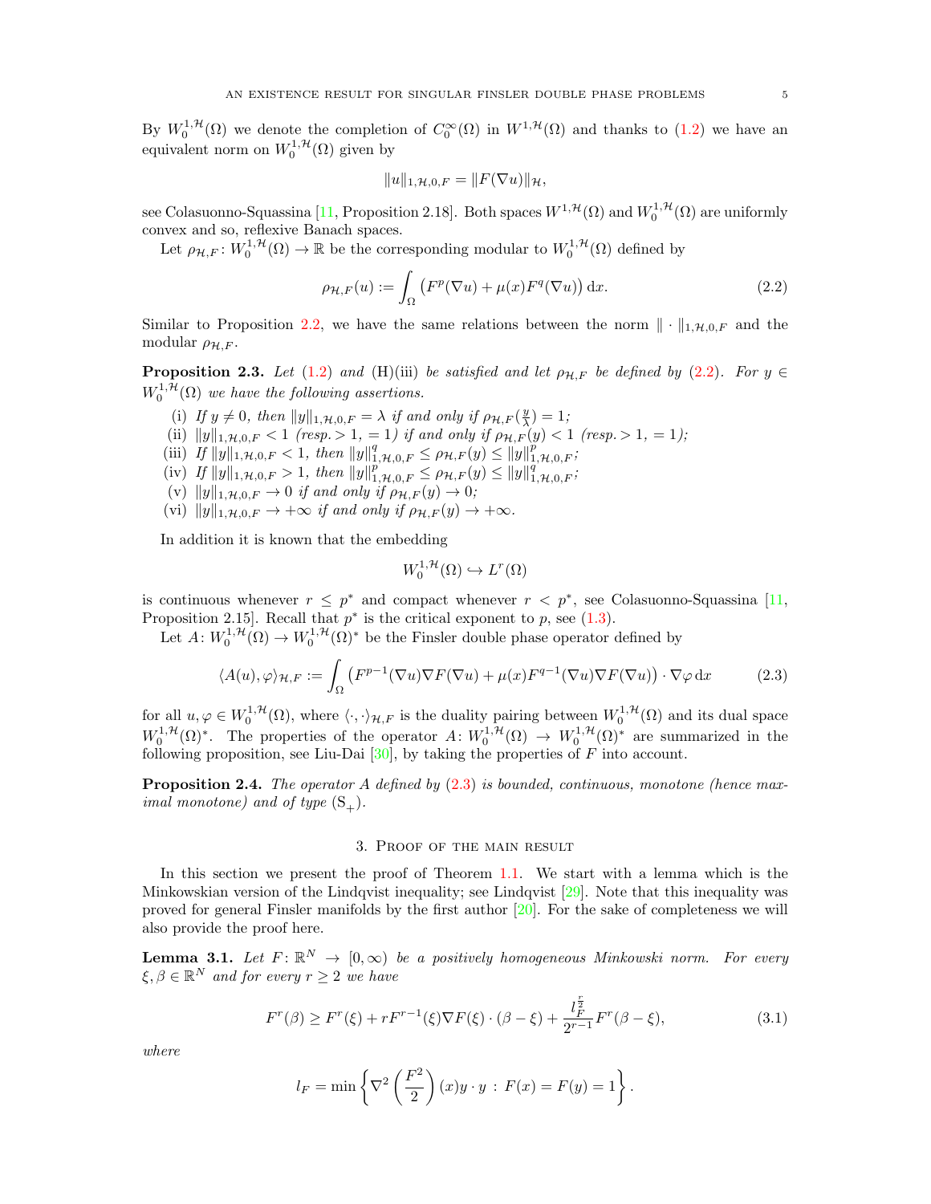By $W_0^{1,\mathcal{H}}(\Omega)$ we denote the completion of $C_0^\infty(\Omega)$ in $W^{1,\mathcal{H}}(\Omega)$ and thanks to (1.2) we have an equivalent norm on $W_0^{1,\mathcal{H}}(\Omega)$ given by

$$\|u\|_{1,\mathcal{H},0,F} = \|F(\nabla u)\|_{\mathcal{H}},$$

see Colasuonno-Squassina [11, Proposition 2.18]. Both spaces $W^{1,\mathcal{H}}(\Omega)$ and $W_0^{1,\mathcal{H}}(\Omega)$ are uniformly convex and so, reflexive Banach spaces.

Let $\rho_{\mathcal{H},F}\colon W_0^{1,\mathcal{H}}(\Omega) \to \mathbb{R}$ be the corresponding modular to $W_0^{1,\mathcal{H}}(\Omega)$ defined by

$$\rho_{\mathcal{H},F}(u) := \int_\Omega \left(F^p(\nabla u) + \mu(x) F^q(\nabla u)\right) \mathrm{d}x. \tag{2.2}$$

Similar to Proposition 2.2, we have the same relations between the norm $\|\cdot\|_{1,\mathcal{H},0,F}$ and the modular $\rho_{\mathcal{H},F}$.

**Proposition 2.3.** *Let (1.2) and (H)(iii) be satisfied and let $\rho_{\mathcal{H},F}$ be defined by (2.2). For $y \in W_0^{1,\mathcal{H}}(\Omega)$ we have the following assertions.*

- (i) *If $y \neq 0$, then $\|y\|_{1,\mathcal{H},0,F} = \lambda$ if and only if $\rho_{\mathcal{H},F}(\frac{y}{\lambda}) = 1$;*
- (ii) *$\|y\|_{1,\mathcal{H},0,F} < 1$ (resp. $> 1$, $= 1$) if and only if $\rho_{\mathcal{H},F}(y) < 1$ (resp. $> 1$, $= 1$);*
- (iii) *If $\|y\|_{1,\mathcal{H},0,F} < 1$, then $\|y\|^q_{1,\mathcal{H},0,F} \leq \rho_{\mathcal{H},F}(y) \leq \|y\|^p_{1,\mathcal{H},0,F}$;*
- (iv) *If $\|y\|_{1,\mathcal{H},0,F} > 1$, then $\|y\|^p_{1,\mathcal{H},0,F} \leq \rho_{\mathcal{H},F}(y) \leq \|y\|^q_{1,\mathcal{H},0,F}$;*
- (v) *$\|y\|_{1,\mathcal{H},0,F} \to 0$ if and only if $\rho_{\mathcal{H},F}(y) \to 0$;*
- (vi) *$\|y\|_{1,\mathcal{H},0,F} \to +\infty$ if and only if $\rho_{\mathcal{H},F}(y) \to +\infty$.*

In addition it is known that the embedding

$$W_0^{1,\mathcal{H}}(\Omega) \hookrightarrow L^r(\Omega)$$

is continuous whenever $r \leq p^*$ and compact whenever $r < p^*$, see Colasuonno-Squassina [11, Proposition 2.15]. Recall that $p^*$ is the critical exponent to $p$, see (1.3).

Let $A\colon W_0^{1,\mathcal{H}}(\Omega) \to W_0^{1,\mathcal{H}}(\Omega)^*$ be the Finsler double phase operator defined by

$$\langle A(u), \varphi\rangle_{\mathcal{H},F} := \int_\Omega \left(F^{p-1}(\nabla u)\nabla F(\nabla u) + \mu(x) F^{q-1}(\nabla u)\nabla F(\nabla u)\right)\cdot \nabla\varphi \,\mathrm{d}x \tag{2.3}$$

for all $u, \varphi \in W_0^{1,\mathcal{H}}(\Omega)$, where $\langle\cdot,\cdot\rangle_{\mathcal{H},F}$ is the duality pairing between $W_0^{1,\mathcal{H}}(\Omega)$ and its dual space $W_0^{1,\mathcal{H}}(\Omega)^*$. The properties of the operator $A\colon W_0^{1,\mathcal{H}}(\Omega) \to W_0^{1,\mathcal{H}}(\Omega)^*$ are summarized in the following proposition, see Liu-Dai [30], by taking the properties of $F$ into account.

**Proposition 2.4.** *The operator $A$ defined by (2.3) is bounded, continuous, monotone (hence maximal monotone) and of type $(\mathrm{S}_+)$.*

## 3. Proof of the main result

In this section we present the proof of Theorem 1.1. We start with a lemma which is the Minkowskian version of the Lindqvist inequality; see Lindqvist [29]. Note that this inequality was proved for general Finsler manifolds by the first author [20]. For the sake of completeness we will also provide the proof here.

**Lemma 3.1.** *Let $F\colon \mathbb{R}^N \to [0,\infty)$ be a positively homogeneous Minkowski norm. For every $\xi, \beta \in \mathbb{R}^N$ and for every $r \geq 2$ we have*

$$F^r(\beta) \geq F^r(\xi) + rF^{r-1}(\xi)\nabla F(\xi)\cdot(\beta - \xi) + \frac{l_F^{\frac{r}{2}}}{2^{r-1}} F^r(\beta - \xi), \tag{3.1}$$

*where*

$$l_F = \min\left\{\nabla^2\left(\frac{F^2}{2}\right)(x) y \cdot y \,:\, F(x) = F(y) = 1\right\}.$$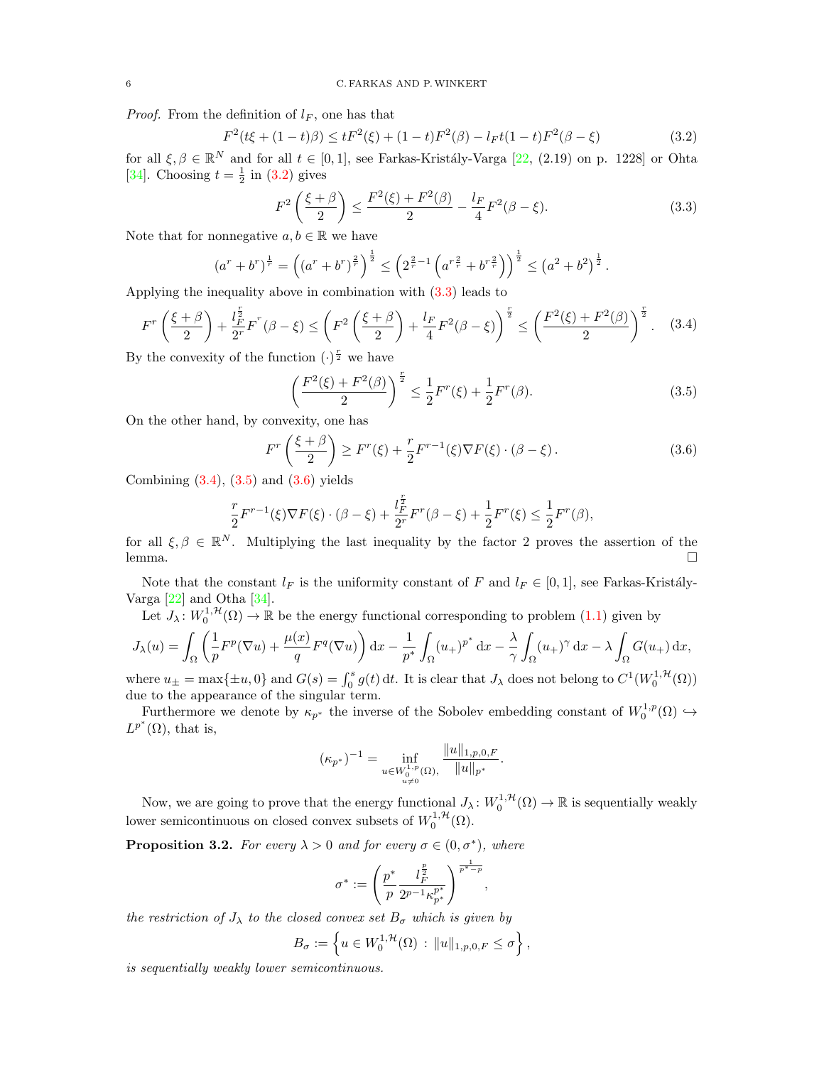*Proof.* From the definition of $l_F$, one has that

$$F^2(t\xi + (1-t)\beta) \le tF^2(\xi) + (1-t)F^2(\beta) - l_F t(1-t)F^2(\beta - \xi) \tag{3.2}$$

for all $\xi, \beta \in \mathbb{R}^N$ and for all $t \in [0,1]$, see Farkas-Kristály-Varga [22, (2.19) on p. 1228] or Ohta [34]. Choosing $t = \frac{1}{2}$ in (3.2) gives

$$F^2\left(\frac{\xi+\beta}{2}\right) \le \frac{F^2(\xi)+F^2(\beta)}{2} - \frac{l_F}{4}F^2(\beta-\xi). \tag{3.3}$$

Note that for nonnegative $a, b \in \mathbb{R}$ we have

$$(a^r + b^r)^{\frac{1}{r}} = \left((a^r+b^r)^{\frac{2}{r}}\right)^{\frac{1}{2}} \le \left(2^{\frac{2}{r}-1}\left(a^{r\frac{2}{r}} + b^{r\frac{2}{r}}\right)\right)^{\frac{1}{2}} \le \left(a^2+b^2\right)^{\frac{1}{2}}.$$

Applying the inequality above in combination with (3.3) leads to

$$F^r\left(\frac{\xi+\beta}{2}\right) + \frac{l_F^{\frac{r}{2}}}{2^r}F^r(\beta-\xi) \le \left(F^2\left(\frac{\xi+\beta}{2}\right) + \frac{l_F}{4}F^2(\beta-\xi)\right)^{\frac{r}{2}} \le \left(\frac{F^2(\xi)+F^2(\beta)}{2}\right)^{\frac{r}{2}}. \tag{3.4}$$

By the convexity of the function $(\cdot)^{\frac{r}{2}}$ we have

$$\left(\frac{F^2(\xi)+F^2(\beta)}{2}\right)^{\frac{r}{2}} \le \frac{1}{2}F^r(\xi) + \frac{1}{2}F^r(\beta). \tag{3.5}$$

On the other hand, by convexity, one has

$$F^r\left(\frac{\xi+\beta}{2}\right) \ge F^r(\xi) + \frac{r}{2}F^{r-1}(\xi)\nabla F(\xi)\cdot(\beta-\xi). \tag{3.6}$$

Combining (3.4), (3.5) and (3.6) yields

$$\frac{r}{2}F^{r-1}(\xi)\nabla F(\xi)\cdot(\beta-\xi) + \frac{l_F^{\frac{r}{2}}}{2^r}F^r(\beta-\xi) + \frac{1}{2}F^r(\xi) \le \frac{1}{2}F^r(\beta),$$

for all $\xi, \beta \in \mathbb{R}^N$. Multiplying the last inequality by the factor 2 proves the assertion of the lemma. $\square$

Note that the constant $l_F$ is the uniformity constant of $F$ and $l_F \in [0,1]$, see Farkas-Kristály-Varga [22] and Otha [34].

Let $J_\lambda \colon W_0^{1,\mathcal{H}}(\Omega) \to \mathbb{R}$ be the energy functional corresponding to problem (1.1) given by

$$J_\lambda(u) = \int_\Omega \left(\frac{1}{p}F^p(\nabla u) + \frac{\mu(x)}{q}F^q(\nabla u)\right)\mathrm{d}x - \frac{1}{p^*}\int_\Omega (u_+)^{p^*}\,\mathrm{d}x - \frac{\lambda}{\gamma}\int_\Omega (u_+)^\gamma\,\mathrm{d}x - \lambda\int_\Omega G(u_+)\,\mathrm{d}x,$$

where $u_\pm = \max\{\pm u, 0\}$ and $G(s) = \int_0^s g(t)\,\mathrm{d}t$. It is clear that $J_\lambda$ does not belong to $C^1(W_0^{1,\mathcal{H}}(\Omega))$ due to the appearance of the singular term.

Furthermore we denote by $\kappa_{p^*}$ the inverse of the Sobolev embedding constant of $W_0^{1,p}(\Omega) \hookrightarrow L^{p^*}(\Omega)$, that is,

$$(\kappa_{p^*})^{-1} = \inf_{\substack{u \in W_0^{1,p}(\Omega),\\ u \neq 0}} \frac{\|u\|_{1,p,0,F}}{\|u\|_{p^*}}.$$

Now, we are going to prove that the energy functional $J_\lambda \colon W_0^{1,\mathcal{H}}(\Omega) \to \mathbb{R}$ is sequentially weakly lower semicontinuous on closed convex subsets of $W_0^{1,\mathcal{H}}(\Omega)$.

**Proposition 3.2.** *For every $\lambda > 0$ and for every $\sigma \in (0, \sigma^*)$, where*

$$\sigma^* := \left(\frac{p^*}{p}\frac{l_F^{\frac{p}{2}}}{2^{p-1}\kappa_{p^*}^{p^*}}\right)^{\frac{1}{p^*-p}},$$

*the restriction of $J_\lambda$ to the closed convex set $B_\sigma$ which is given by*

$$B_\sigma := \left\{u \in W_0^{1,\mathcal{H}}(\Omega) \,:\, \|u\|_{1,p,0,F} \le \sigma\right\},$$

*is sequentially weakly lower semicontinuous.*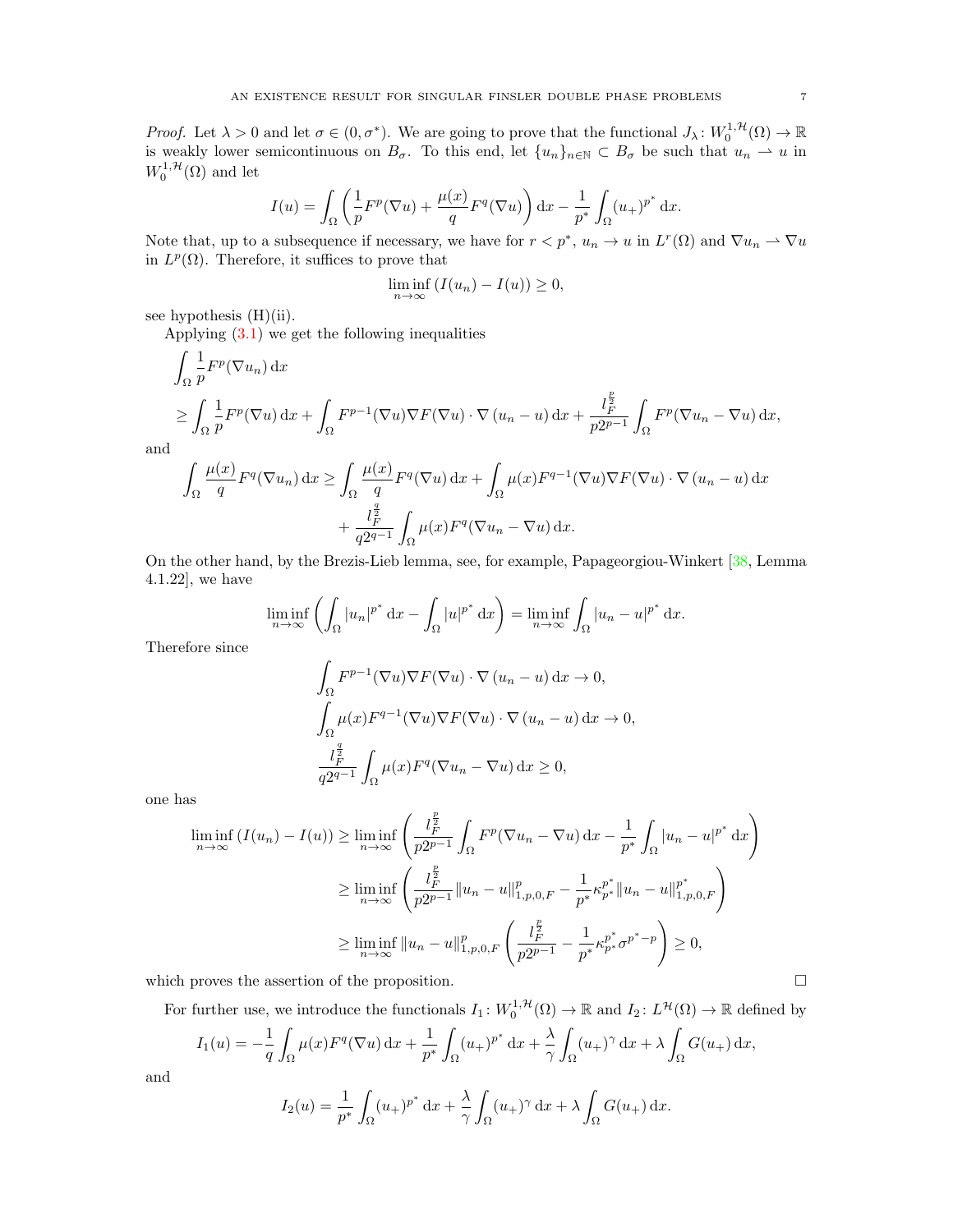*Proof.* Let $\lambda > 0$ and let $\sigma \in (0, \sigma^*)$. We are going to prove that the functional $J_\lambda \colon W_0^{1,\mathcal{H}}(\Omega) \to \mathbb{R}$ is weakly lower semicontinuous on $B_\sigma$. To this end, let $\{u_n\}_{n\in\mathbb{N}} \subset B_\sigma$ be such that $u_n \rightharpoonup u$ in $W_0^{1,\mathcal{H}}(\Omega)$ and let

$$I(u) = \int_\Omega \left( \frac{1}{p} F^p(\nabla u) + \frac{\mu(x)}{q} F^q(\nabla u) \right) \mathrm{d}x - \frac{1}{p^*} \int_\Omega (u_+)^{p^*} \, \mathrm{d}x.$$

Note that, up to a subsequence if necessary, we have for $r < p^*$, $u_n \to u$ in $L^r(\Omega)$ and $\nabla u_n \rightharpoonup \nabla u$ in $L^p(\Omega)$. Therefore, it suffices to prove that

$$\liminf_{n\to\infty} \left( I(u_n) - I(u) \right) \geq 0,$$

see hypothesis (H)(ii).

Applying (3.1) we get the following inequalities

$$\begin{aligned}
&\int_\Omega \frac{1}{p} F^p(\nabla u_n) \, \mathrm{d}x \\
&\geq \int_\Omega \frac{1}{p} F^p(\nabla u) \, \mathrm{d}x + \int_\Omega F^{p-1}(\nabla u) \nabla F(\nabla u) \cdot \nabla (u_n - u) \, \mathrm{d}x + \frac{l_F^{\frac{p}{2}}}{p 2^{p-1}} \int_\Omega F^p(\nabla u_n - \nabla u) \, \mathrm{d}x,
\end{aligned}$$

and

$$\begin{aligned}
\int_\Omega \frac{\mu(x)}{q} F^q(\nabla u_n) \, \mathrm{d}x &\geq \int_\Omega \frac{\mu(x)}{q} F^q(\nabla u) \, \mathrm{d}x + \int_\Omega \mu(x) F^{q-1}(\nabla u) \nabla F(\nabla u) \cdot \nabla (u_n - u) \, \mathrm{d}x \\
&\quad + \frac{l_F^{\frac{q}{2}}}{q 2^{q-1}} \int_\Omega \mu(x) F^q(\nabla u_n - \nabla u) \, \mathrm{d}x.
\end{aligned}$$

On the other hand, by the Brezis-Lieb lemma, see, for example, Papageorgiou-Winkert [38, Lemma 4.1.22], we have

$$\liminf_{n\to\infty} \left( \int_\Omega |u_n|^{p^*} \, \mathrm{d}x - \int_\Omega |u|^{p^*} \, \mathrm{d}x \right) = \liminf_{n\to\infty} \int_\Omega |u_n - u|^{p^*} \, \mathrm{d}x.$$

Therefore since

$$\begin{aligned}
&\int_\Omega F^{p-1}(\nabla u) \nabla F(\nabla u) \cdot \nabla (u_n - u) \, \mathrm{d}x \to 0, \\
&\int_\Omega \mu(x) F^{q-1}(\nabla u) \nabla F(\nabla u) \cdot \nabla (u_n - u) \, \mathrm{d}x \to 0, \\
&\frac{l_F^{\frac{q}{2}}}{q 2^{q-1}} \int_\Omega \mu(x) F^q(\nabla u_n - \nabla u) \, \mathrm{d}x \geq 0,
\end{aligned}$$

one has

$$\begin{aligned}
\liminf_{n\to\infty} \left( I(u_n) - I(u) \right) &\geq \liminf_{n\to\infty} \left( \frac{l_F^{\frac{p}{2}}}{p 2^{p-1}} \int_\Omega F^p(\nabla u_n - \nabla u) \, \mathrm{d}x - \frac{1}{p^*} \int_\Omega |u_n - u|^{p^*} \, \mathrm{d}x \right) \\
&\geq \liminf_{n\to\infty} \left( \frac{l_F^{\frac{p}{2}}}{p 2^{p-1}} \|u_n - u\|_{1,p,0,F}^p - \frac{1}{p^*} \kappa_{p^*}^{p^*} \|u_n - u\|_{1,p,0,F}^{p^*} \right) \\
&\geq \liminf_{n\to\infty} \|u_n - u\|_{1,p,0,F}^p \left( \frac{l_F^{\frac{p}{2}}}{p 2^{p-1}} - \frac{1}{p^*} \kappa_{p^*}^{p^*} \sigma^{p^*-p} \right) \geq 0,
\end{aligned}$$

which proves the assertion of the proposition. $\square$

For further use, we introduce the functionals $I_1 \colon W_0^{1,\mathcal{H}}(\Omega) \to \mathbb{R}$ and $I_2 \colon L^{\mathcal{H}}(\Omega) \to \mathbb{R}$ defined by

$$I_1(u) = -\frac{1}{q} \int_\Omega \mu(x) F^q(\nabla u) \, \mathrm{d}x + \frac{1}{p^*} \int_\Omega (u_+)^{p^*} \, \mathrm{d}x + \frac{\lambda}{\gamma} \int_\Omega (u_+)^\gamma \, \mathrm{d}x + \lambda \int_\Omega G(u_+) \, \mathrm{d}x,$$

and

$$I_2(u) = \frac{1}{p^*} \int_\Omega (u_+)^{p^*} \, \mathrm{d}x + \frac{\lambda}{\gamma} \int_\Omega (u_+)^\gamma \, \mathrm{d}x + \lambda \int_\Omega G(u_+) \, \mathrm{d}x.$$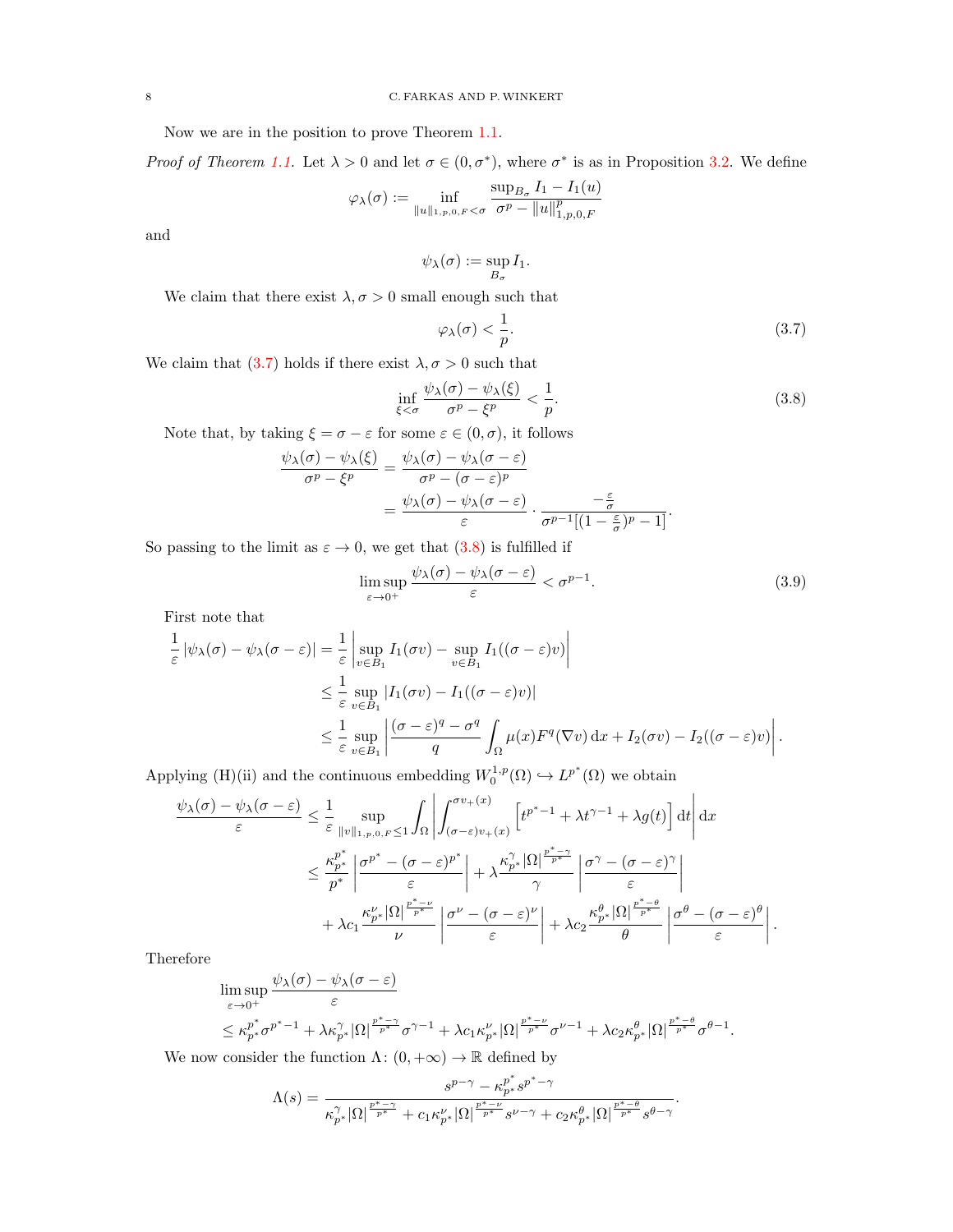Now we are in the position to prove Theorem 1.1.

*Proof of Theorem 1.1.* Let $\lambda > 0$ and let $\sigma \in (0, \sigma^*)$, where $\sigma^*$ is as in Proposition 3.2. We define

$$\varphi_\lambda(\sigma) := \inf_{\|u\|_{1,p,0,F} < \sigma} \frac{\sup_{B_\sigma} I_1 - I_1(u)}{\sigma^p - \|u\|_{1,p,0,F}^p}$$

and

$$\psi_\lambda(\sigma) := \sup_{B_\sigma} I_1.$$

We claim that there exist $\lambda, \sigma > 0$ small enough such that

$$\varphi_\lambda(\sigma) < \frac{1}{p}. \tag{3.7}$$

We claim that (3.7) holds if there exist $\lambda, \sigma > 0$ such that

$$\inf_{\xi < \sigma} \frac{\psi_\lambda(\sigma) - \psi_\lambda(\xi)}{\sigma^p - \xi^p} < \frac{1}{p}. \tag{3.8}$$

Note that, by taking $\xi = \sigma - \varepsilon$ for some $\varepsilon \in (0, \sigma)$, it follows

$$\begin{aligned}
\frac{\psi_\lambda(\sigma) - \psi_\lambda(\xi)}{\sigma^p - \xi^p} &= \frac{\psi_\lambda(\sigma) - \psi_\lambda(\sigma - \varepsilon)}{\sigma^p - (\sigma - \varepsilon)^p} \\
&= \frac{\psi_\lambda(\sigma) - \psi_\lambda(\sigma - \varepsilon)}{\varepsilon} \cdot \frac{-\frac{\varepsilon}{\sigma}}{\sigma^{p-1}\left[(1 - \frac{\varepsilon}{\sigma})^p - 1\right]}.
\end{aligned}$$

So passing to the limit as $\varepsilon \to 0$, we get that (3.8) is fulfilled if

$$\limsup_{\varepsilon \to 0^+} \frac{\psi_\lambda(\sigma) - \psi_\lambda(\sigma - \varepsilon)}{\varepsilon} < \sigma^{p-1}. \tag{3.9}$$

First note that

$$\begin{aligned}
\frac{1}{\varepsilon} |\psi_\lambda(\sigma) - \psi_\lambda(\sigma - \varepsilon)| &= \frac{1}{\varepsilon} \left| \sup_{v \in B_1} I_1(\sigma v) - \sup_{v \in B_1} I_1((\sigma - \varepsilon) v) \right| \\
&\leq \frac{1}{\varepsilon} \sup_{v \in B_1} |I_1(\sigma v) - I_1((\sigma - \varepsilon) v)| \\
&\leq \frac{1}{\varepsilon} \sup_{v \in B_1} \left| \frac{(\sigma - \varepsilon)^q - \sigma^q}{q} \int_\Omega \mu(x) F^q(\nabla v) \,\mathrm{d}x + I_2(\sigma v) - I_2((\sigma - \varepsilon) v) \right|.
\end{aligned}$$

Applying (H)(ii) and the continuous embedding $W_0^{1,p}(\Omega) \hookrightarrow L^{p^*}(\Omega)$ we obtain

$$\begin{aligned}
\frac{\psi_\lambda(\sigma) - \psi_\lambda(\sigma - \varepsilon)}{\varepsilon} &\leq \frac{1}{\varepsilon} \sup_{\|v\|_{1,p,0,F} \leq 1} \int_\Omega \left| \int_{(\sigma - \varepsilon) v_+(x)}^{\sigma v_+(x)} \left[ t^{p^*-1} + \lambda t^{\gamma - 1} + \lambda g(t) \right] \mathrm{d}t \right| \mathrm{d}x \\
&\leq \frac{\kappa_{p^*}^{p^*}}{p^*} \left| \frac{\sigma^{p^*} - (\sigma - \varepsilon)^{p^*}}{\varepsilon} \right| + \lambda \frac{\kappa_{p^*}^\gamma |\Omega|^{\frac{p^* - \gamma}{p^*}}}{\gamma} \left| \frac{\sigma^\gamma - (\sigma - \varepsilon)^\gamma}{\varepsilon} \right| \\
&\quad + \lambda c_1 \frac{\kappa_{p^*}^\nu |\Omega|^{\frac{p^* - \nu}{p^*}}}{\nu} \left| \frac{\sigma^\nu - (\sigma - \varepsilon)^\nu}{\varepsilon} \right| + \lambda c_2 \frac{\kappa_{p^*}^\theta |\Omega|^{\frac{p^* - \theta}{p^*}}}{\theta} \left| \frac{\sigma^\theta - (\sigma - \varepsilon)^\theta}{\varepsilon} \right|.
\end{aligned}$$

Therefore

$$\begin{aligned}
&\limsup_{\varepsilon \to 0^+} \frac{\psi_\lambda(\sigma) - \psi_\lambda(\sigma - \varepsilon)}{\varepsilon} \\
&\leq \kappa_{p^*}^{p^*} \sigma^{p^* - 1} + \lambda \kappa_{p^*}^\gamma |\Omega|^{\frac{p^* - \gamma}{p^*}} \sigma^{\gamma - 1} + \lambda c_1 \kappa_{p^*}^\nu |\Omega|^{\frac{p^* - \nu}{p^*}} \sigma^{\nu - 1} + \lambda c_2 \kappa_{p^*}^\theta |\Omega|^{\frac{p^* - \theta}{p^*}} \sigma^{\theta - 1}.
\end{aligned}$$

We now consider the function $\Lambda \colon (0, +\infty) \to \mathbb{R}$ defined by

$$\Lambda(s) = \frac{s^{p - \gamma} - \kappa_{p^*}^{p^*} s^{p^* - \gamma}}{\kappa_{p^*}^\gamma |\Omega|^{\frac{p^* - \gamma}{p^*}} + c_1 \kappa_{p^*}^\nu |\Omega|^{\frac{p^* - \nu}{p^*}} s^{\nu - \gamma} + c_2 \kappa_{p^*}^\theta |\Omega|^{\frac{p^* - \theta}{p^*}} s^{\theta - \gamma}}.$$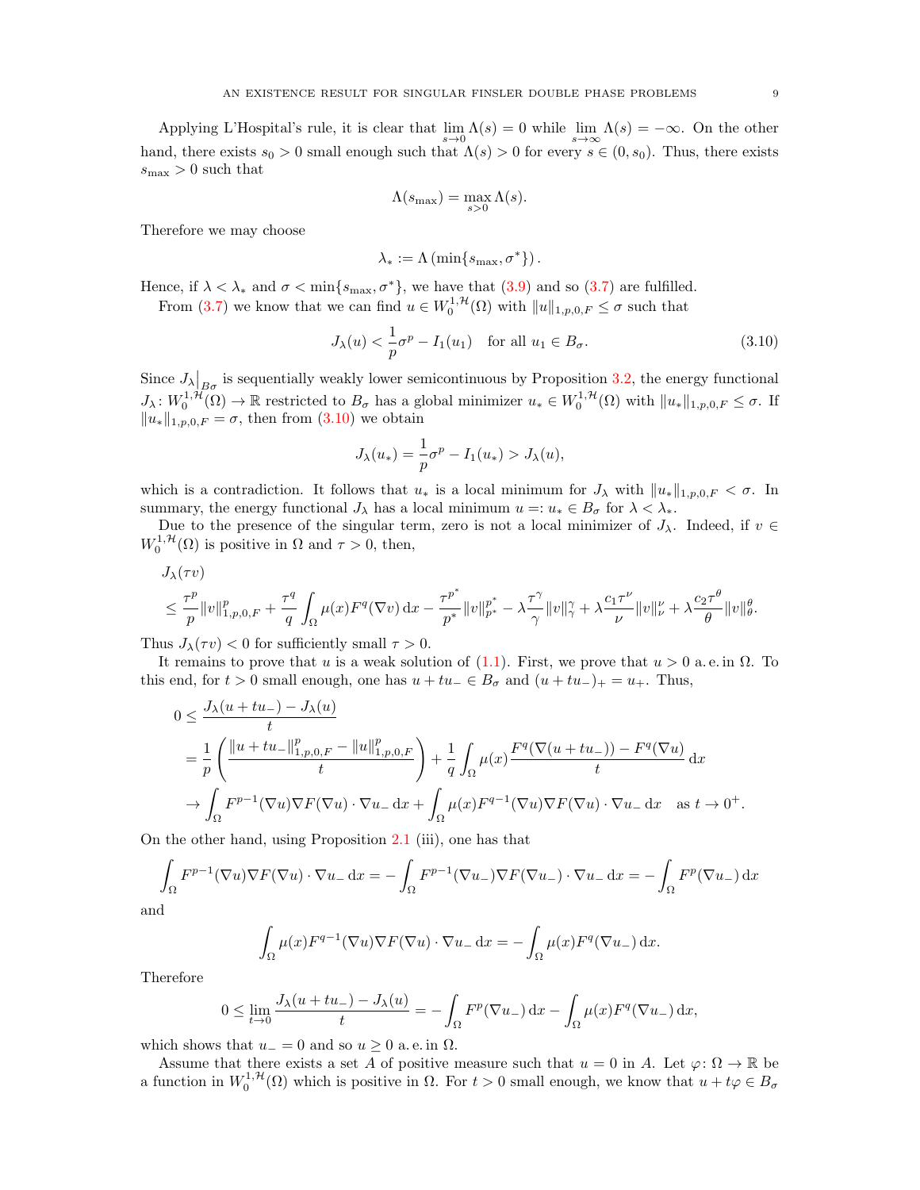Applying L'Hospital's rule, it is clear that $\lim_{s\to 0}\Lambda(s)=0$ while $\lim_{s\to\infty}\Lambda(s)=-\infty$. On the other hand, there exists $s_0>0$ small enough such that $\Lambda(s)>0$ for every $s\in(0,s_0)$. Thus, there exists $s_{\max}>0$ such that

$$\Lambda(s_{\max})=\max_{s>0}\Lambda(s).$$

Therefore we may choose

$$\lambda_*:=\Lambda\left(\min\{s_{\max},\sigma^*\}\right).$$

Hence, if $\lambda<\lambda_*$ and $\sigma<\min\{s_{\max},\sigma^*\}$, we have that (3.9) and so (3.7) are fulfilled.

From (3.7) we know that we can find $u\in W_0^{1,\mathcal{H}}(\Omega)$ with $\|u\|_{1,p,0,F}\leq\sigma$ such that

$$J_\lambda(u)<\frac{1}{p}\sigma^p-I_1(u_1)\quad\text{for all } u_1\in B_\sigma. \tag{3.10}$$

Since $J_\lambda\big|_{B\sigma}$ is sequentially weakly lower semicontinuous by Proposition 3.2, the energy functional $J_\lambda\colon W_0^{1,\mathcal{H}}(\Omega)\to\mathbb{R}$ restricted to $B_\sigma$ has a global minimizer $u_*\in W_0^{1,\mathcal{H}}(\Omega)$ with $\|u_*\|_{1,p,0,F}\leq\sigma$. If $\|u_*\|_{1,p,0,F}=\sigma$, then from (3.10) we obtain

$$J_\lambda(u_*)=\frac{1}{p}\sigma^p-I_1(u_*)>J_\lambda(u),$$

which is a contradiction. It follows that $u_*$ is a local minimum for $J_\lambda$ with $\|u_*\|_{1,p,0,F}<\sigma$. In summary, the energy functional $J_\lambda$ has a local minimum $u=:u_*\in B_\sigma$ for $\lambda<\lambda_*$.

Due to the presence of the singular term, zero is not a local minimizer of $J_\lambda$. Indeed, if $v\in W_0^{1,\mathcal{H}}(\Omega)$ is positive in $\Omega$ and $\tau>0$, then,

$$\begin{aligned}
&J_\lambda(\tau v)\\
&\leq\frac{\tau^p}{p}\|v\|_{1,p,0,F}^p+\frac{\tau^q}{q}\int_\Omega\mu(x)F^q(\nabla v)\,\mathrm{d}x-\frac{\tau^{p^*}}{p^*}\|v\|_{p^*}^{p^*}-\lambda\frac{\tau^\gamma}{\gamma}\|v\|_\gamma^\gamma+\lambda\frac{c_1\tau^\nu}{\nu}\|v\|_\nu^\nu+\lambda\frac{c_2\tau^\theta}{\theta}\|v\|_\theta^\theta.
\end{aligned}$$

Thus $J_\lambda(\tau v)<0$ for sufficiently small $\tau>0$.

It remains to prove that $u$ is a weak solution of (1.1). First, we prove that $u>0$ a. e. in $\Omega$. To this end, for $t>0$ small enough, one has $u+tu_-\in B_\sigma$ and $(u+tu_-)_+=u_+$. Thus,

$$\begin{aligned}
0&\leq\frac{J_\lambda(u+tu_-)-J_\lambda(u)}{t}\\
&=\frac{1}{p}\left(\frac{\|u+tu_-\|_{1,p,0,F}^p-\|u\|_{1,p,0,F}^p}{t}\right)+\frac{1}{q}\int_\Omega\mu(x)\frac{F^q(\nabla(u+tu_-))-F^q(\nabla u)}{t}\,\mathrm{d}x\\
&\to\int_\Omega F^{p-1}(\nabla u)\nabla F(\nabla u)\cdot\nabla u_-\,\mathrm{d}x+\int_\Omega\mu(x)F^{q-1}(\nabla u)\nabla F(\nabla u)\cdot\nabla u_-\,\mathrm{d}x\quad\text{as } t\to 0^+.
\end{aligned}$$

On the other hand, using Proposition 2.1 (iii), one has that

$$\int_\Omega F^{p-1}(\nabla u)\nabla F(\nabla u)\cdot\nabla u_-\,\mathrm{d}x=-\int_\Omega F^{p-1}(\nabla u_-)\nabla F(\nabla u_-)\cdot\nabla u_-\,\mathrm{d}x=-\int_\Omega F^p(\nabla u_-)\,\mathrm{d}x$$

and

$$\int_\Omega\mu(x)F^{q-1}(\nabla u)\nabla F(\nabla u)\cdot\nabla u_-\,\mathrm{d}x=-\int_\Omega\mu(x)F^q(\nabla u_-)\,\mathrm{d}x.$$

Therefore

$$0\leq\lim_{t\to 0}\frac{J_\lambda(u+tu_-)-J_\lambda(u)}{t}=-\int_\Omega F^p(\nabla u_-)\,\mathrm{d}x-\int_\Omega\mu(x)F^q(\nabla u_-)\,\mathrm{d}x,$$

which shows that $u_-=0$ and so $u\geq 0$ a. e. in $\Omega$.

Assume that there exists a set $A$ of positive measure such that $u=0$ in $A$. Let $\varphi\colon\Omega\to\mathbb{R}$ be a function in $W_0^{1,\mathcal{H}}(\Omega)$ which is positive in $\Omega$. For $t>0$ small enough, we know that $u+t\varphi\in B_\sigma$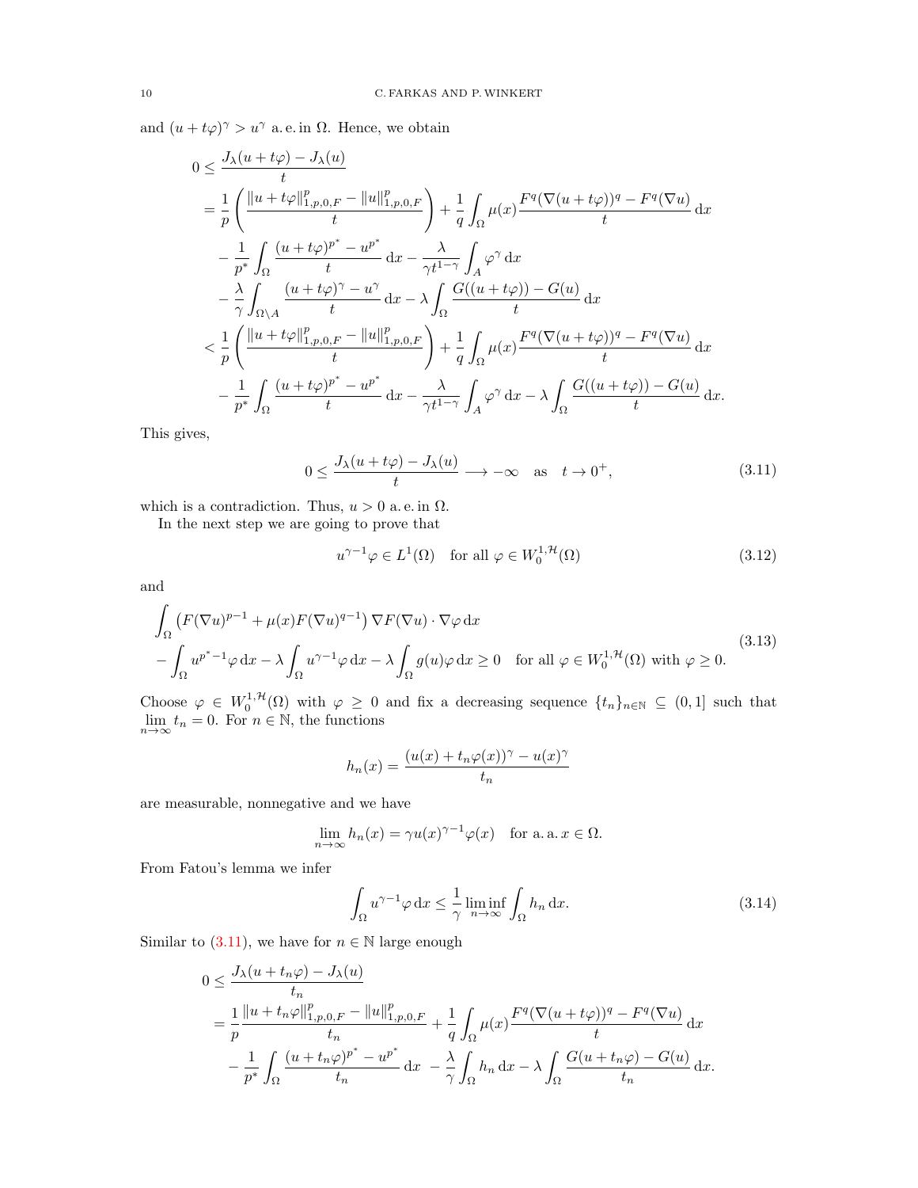and $(u+t\varphi)^\gamma > u^\gamma$ a. e. in $\Omega$. Hence, we obtain

$$
\begin{aligned}
0 &\leq \frac{J_\lambda(u+t\varphi)-J_\lambda(u)}{t}\\
&= \frac{1}{p}\left(\frac{\|u+t\varphi\|_{1,p,0,F}^p - \|u\|_{1,p,0,F}^p}{t}\right) + \frac{1}{q}\int_\Omega \mu(x)\frac{F^q(\nabla(u+t\varphi))^q - F^q(\nabla u)}{t}\,\mathrm{d}x\\
&\quad - \frac{1}{p^*}\int_\Omega \frac{(u+t\varphi)^{p^*}-u^{p^*}}{t}\,\mathrm{d}x - \frac{\lambda}{\gamma t^{1-\gamma}}\int_A \varphi^\gamma\,\mathrm{d}x\\
&\quad - \frac{\lambda}{\gamma}\int_{\Omega\setminus A}\frac{(u+t\varphi)^\gamma - u^\gamma}{t}\,\mathrm{d}x - \lambda\int_\Omega \frac{G((u+t\varphi))-G(u)}{t}\,\mathrm{d}x\\
&< \frac{1}{p}\left(\frac{\|u+t\varphi\|_{1,p,0,F}^p - \|u\|_{1,p,0,F}^p}{t}\right) + \frac{1}{q}\int_\Omega \mu(x)\frac{F^q(\nabla(u+t\varphi))^q - F^q(\nabla u)}{t}\,\mathrm{d}x\\
&\quad - \frac{1}{p^*}\int_\Omega \frac{(u+t\varphi)^{p^*}-u^{p^*}}{t}\,\mathrm{d}x - \frac{\lambda}{\gamma t^{1-\gamma}}\int_A \varphi^\gamma\,\mathrm{d}x - \lambda\int_\Omega \frac{G((u+t\varphi))-G(u)}{t}\,\mathrm{d}x.
\end{aligned}
$$

This gives,

$$
0 \leq \frac{J_\lambda(u+t\varphi)-J_\lambda(u)}{t} \longrightarrow -\infty \quad \text{as} \quad t\to 0^+, \tag{3.11}
$$

which is a contradiction. Thus, $u>0$ a. e. in $\Omega$.

In the next step we are going to prove that

$$
u^{\gamma-1}\varphi \in L^1(\Omega) \quad \text{for all } \varphi \in W_0^{1,\mathcal{H}}(\Omega) \tag{3.12}
$$

and

$$
\begin{aligned}
&\int_\Omega \left(F(\nabla u)^{p-1} + \mu(x)F(\nabla u)^{q-1}\right)\nabla F(\nabla u)\cdot\nabla\varphi\,\mathrm{d}x\\
&-\int_\Omega u^{p^*-1}\varphi\,\mathrm{d}x - \lambda\int_\Omega u^{\gamma-1}\varphi\,\mathrm{d}x - \lambda\int_\Omega g(u)\varphi\,\mathrm{d}x \geq 0 \quad \text{for all } \varphi\in W_0^{1,\mathcal{H}}(\Omega) \text{ with } \varphi\geq 0.
\end{aligned}
\tag{3.13}
$$

Choose $\varphi \in W_0^{1,\mathcal{H}}(\Omega)$ with $\varphi \geq 0$ and fix a decreasing sequence $\{t_n\}_{n\in\mathbb{N}} \subseteq (0,1]$ such that $\lim\limits_{n\to\infty} t_n = 0$. For $n\in\mathbb{N}$, the functions

$$
h_n(x) = \frac{(u(x)+t_n\varphi(x))^\gamma - u(x)^\gamma}{t_n}
$$

are measurable, nonnegative and we have

$$
\lim_{n\to\infty} h_n(x) = \gamma u(x)^{\gamma-1}\varphi(x) \quad \text{for a. a. } x\in\Omega.
$$

From Fatou's lemma we infer

$$
\int_\Omega u^{\gamma-1}\varphi\,\mathrm{d}x \leq \frac{1}{\gamma}\liminf_{n\to\infty}\int_\Omega h_n\,\mathrm{d}x. \tag{3.14}
$$

Similar to (3.11), we have for $n\in\mathbb{N}$ large enough

$$
\begin{aligned}
0 &\leq \frac{J_\lambda(u+t_n\varphi)-J_\lambda(u)}{t_n}\\
&= \frac{1}{p}\frac{\|u+t_n\varphi\|_{1,p,0,F}^p - \|u\|_{1,p,0,F}^p}{t_n} + \frac{1}{q}\int_\Omega \mu(x)\frac{F^q(\nabla(u+t\varphi))^q - F^q(\nabla u)}{t}\,\mathrm{d}x\\
&\quad - \frac{1}{p^*}\int_\Omega \frac{(u+t_n\varphi)^{p^*}-u^{p^*}}{t_n}\,\mathrm{d}x \;- \frac{\lambda}{\gamma}\int_\Omega h_n\,\mathrm{d}x - \lambda\int_\Omega \frac{G(u+t_n\varphi)-G(u)}{t_n}\,\mathrm{d}x.
\end{aligned}
$$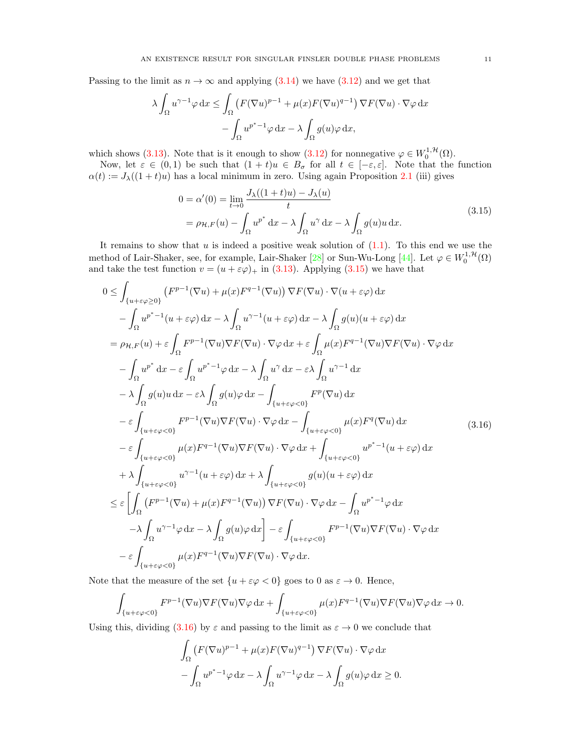Passing to the limit as $n \to \infty$ and applying (3.14) we have (3.12) and we get that

$$
\begin{aligned}
\lambda \int_\Omega u^{\gamma-1}\varphi \,\mathrm{d}x \leq & \int_\Omega \left(F(\nabla u)^{p-1} + \mu(x) F(\nabla u)^{q-1}\right) \nabla F(\nabla u) \cdot \nabla \varphi \,\mathrm{d}x \\
& - \int_\Omega u^{p^*-1}\varphi \,\mathrm{d}x - \lambda \int_\Omega g(u)\varphi \,\mathrm{d}x,
\end{aligned}
$$

which shows (3.13). Note that is it enough to show (3.12) for nonnegative $\varphi \in W_0^{1,\mathcal{H}}(\Omega)$.

Now, let $\varepsilon \in (0,1)$ be such that $(1+t)u \in B_\sigma$ for all $t \in [-\varepsilon, \varepsilon]$. Note that the function $\alpha(t) := J_\lambda((1+t)u)$ has a local minimum in zero. Using again Proposition 2.1 (iii) gives

$$
\begin{aligned}
0 = \alpha'(0) &= \lim_{t \to 0} \frac{J_\lambda((1+t)u) - J_\lambda(u)}{t} \\
&= \rho_{\mathcal{H},F}(u) - \int_\Omega u^{p^*} \,\mathrm{d}x - \lambda \int_\Omega u^\gamma \,\mathrm{d}x - \lambda \int_\Omega g(u) u \,\mathrm{d}x.
\end{aligned}
\tag{3.15}
$$

It remains to show that $u$ is indeed a positive weak solution of (1.1). To this end we use the method of Lair-Shaker, see, for example, Lair-Shaker [28] or Sun-Wu-Long [44]. Let $\varphi \in W_0^{1,\mathcal{H}}(\Omega)$ and take the test function $v = (u + \varepsilon\varphi)_+$ in (3.13). Applying (3.15) we have that

$$
\begin{aligned}
0 \leq & \int_{\{u+\varepsilon\varphi \geq 0\}} \left(F^{p-1}(\nabla u) + \mu(x) F^{q-1}(\nabla u)\right) \nabla F(\nabla u) \cdot \nabla(u + \varepsilon\varphi) \,\mathrm{d}x \\
& - \int_\Omega u^{p^*-1}(u+\varepsilon\varphi) \,\mathrm{d}x - \lambda \int_\Omega u^{\gamma-1}(u+\varepsilon\varphi) \,\mathrm{d}x - \lambda \int_\Omega g(u)(u+\varepsilon\varphi) \,\mathrm{d}x \\
= & \; \rho_{\mathcal{H},F}(u) + \varepsilon \int_\Omega F^{p-1}(\nabla u) \nabla F(\nabla u) \cdot \nabla\varphi \,\mathrm{d}x + \varepsilon \int_\Omega \mu(x) F^{q-1}(\nabla u) \nabla F(\nabla u) \cdot \nabla \varphi \,\mathrm{d}x \\
& - \int_\Omega u^{p^*} \,\mathrm{d}x - \varepsilon \int_\Omega u^{p^*-1}\varphi \,\mathrm{d}x - \lambda \int_\Omega u^\gamma \,\mathrm{d}x - \varepsilon\lambda \int_\Omega u^{\gamma-1} \,\mathrm{d}x \\
& - \lambda \int_\Omega g(u) u \,\mathrm{d}x - \varepsilon\lambda \int_\Omega g(u)\varphi \,\mathrm{d}x - \int_{\{u+\varepsilon\varphi<0\}} F^p(\nabla u) \,\mathrm{d}x \\
& - \varepsilon \int_{\{u+\varepsilon\varphi<0\}} F^{p-1}(\nabla u) \nabla F(\nabla u) \cdot \nabla\varphi \,\mathrm{d}x - \int_{\{u+\varepsilon\varphi<0\}} \mu(x) F^q(\nabla u) \,\mathrm{d}x \\
& - \varepsilon \int_{\{u+\varepsilon\varphi<0\}} \mu(x) F^{q-1}(\nabla u) \nabla F(\nabla u) \cdot \nabla\varphi \,\mathrm{d}x + \int_{\{u+\varepsilon\varphi<0\}} u^{p^*-1}(u+\varepsilon\varphi) \,\mathrm{d}x \\
& + \lambda \int_{\{u+\varepsilon\varphi<0\}} u^{\gamma-1}(u+\varepsilon\varphi) \,\mathrm{d}x + \lambda \int_{\{u+\varepsilon\varphi<0\}} g(u)(u+\varepsilon\varphi) \,\mathrm{d}x \\
\leq & \; \varepsilon \left[ \int_\Omega \left(F^{p-1}(\nabla u) + \mu(x) F^{q-1}(\nabla u)\right) \nabla F(\nabla u) \cdot \nabla\varphi \,\mathrm{d}x - \int_\Omega u^{p^*-1}\varphi \,\mathrm{d}x \right. \\
& \left. - \lambda \int_\Omega u^{\gamma-1}\varphi \,\mathrm{d}x - \lambda \int_\Omega g(u)\varphi \,\mathrm{d}x \right] - \varepsilon \int_{\{u+\varepsilon\varphi<0\}} F^{p-1}(\nabla u) \nabla F(\nabla u) \cdot \nabla\varphi \,\mathrm{d}x \\
& - \varepsilon \int_{\{u+\varepsilon\varphi<0\}} \mu(x) F^{q-1}(\nabla u) \nabla F(\nabla u) \cdot \nabla\varphi \,\mathrm{d}x.
\end{aligned}
\tag{3.16}
$$

Note that the measure of the set $\{u + \varepsilon\varphi < 0\}$ goes to 0 as $\varepsilon \to 0$. Hence,

$$
\int_{\{u+\varepsilon\varphi<0\}} F^{p-1}(\nabla u) \nabla F(\nabla u) \nabla\varphi \,\mathrm{d}x + \int_{\{u+\varepsilon\varphi<0\}} \mu(x) F^{q-1}(\nabla u) \nabla F(\nabla u) \nabla\varphi \,\mathrm{d}x \to 0.
$$

Using this, dividing (3.16) by $\varepsilon$ and passing to the limit as $\varepsilon \to 0$ we conclude that

$$
\begin{aligned}
& \int_\Omega \left(F(\nabla u)^{p-1} + \mu(x) F(\nabla u)^{q-1}\right) \nabla F(\nabla u) \cdot \nabla\varphi \,\mathrm{d}x \\
& - \int_\Omega u^{p^*-1}\varphi \,\mathrm{d}x - \lambda \int_\Omega u^{\gamma-1}\varphi \,\mathrm{d}x - \lambda \int_\Omega g(u)\varphi \,\mathrm{d}x \geq 0.
\end{aligned}
$$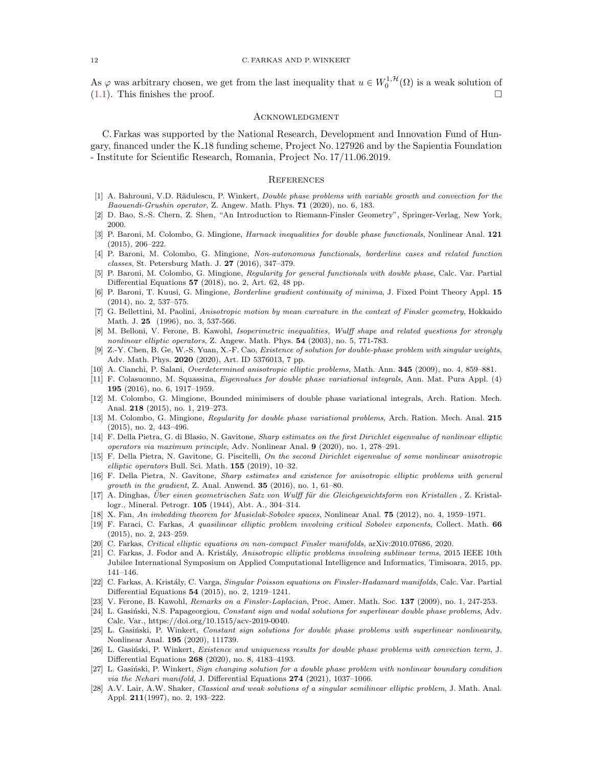As $\varphi$ was arbitrary chosen, we get from the last inequality that $u \in W_0^{1,\mathcal{H}}(\Omega)$ is a weak solution of (1.1). This finishes the proof. $\square$

## Acknowledgment

C. Farkas was supported by the National Research, Development and Innovation Fund of Hungary, financed under the K_18 funding scheme, Project No. 127926 and by the Sapientia Foundation - Institute for Scientific Research, Romania, Project No. 17/11.06.2019.

## References

[1] A. Bahrouni, V.D. Rădulescu, P. Winkert, *Double phase problems with variable growth and convection for the Baouendi-Grushin operator*, Z. Angew. Math. Phys. **71** (2020), no. 6, 183.

[2] D. Bao, S.-S. Chern, Z. Shen, "An Introduction to Riemann-Finsler Geometry", Springer-Verlag, New York, 2000.

[3] P. Baroni, M. Colombo, G. Mingione, *Harnack inequalities for double phase functionals*, Nonlinear Anal. **121** (2015), 206–222.

[4] P. Baroni, M. Colombo, G. Mingione, *Non-autonomous functionals, borderline cases and related function classes*, St. Petersburg Math. J. **27** (2016), 347–379.

[5] P. Baroni, M. Colombo, G. Mingione, *Regularity for general functionals with double phase*, Calc. Var. Partial Differential Equations **57** (2018), no. 2, Art. 62, 48 pp.

[6] P. Baroni, T. Kuusi, G. Mingione, *Borderline gradient continuity of minima*, J. Fixed Point Theory Appl. **15** (2014), no. 2, 537–575.

[7] G. Bellettini, M. Paolini, *Anisotropic motion by mean curvature in the context of Finsler geometry*, Hokkaido Math. J. **25** (1996), no. 3, 537-566.

[8] M. Belloni, V. Ferone, B. Kawohl, *Isoperimetric inequalities, Wulff shape and related questions for strongly nonlinear elliptic operators*, Z. Angew. Math. Phys. **54** (2003), no. 5, 771-783.

[9] Z.-Y. Chen, B. Ge, W.-S. Yuan, X.-F. Cao, *Existence of solution for double-phase problem with singular weights*, Adv. Math. Phys. **2020** (2020), Art. ID 5376013, 7 pp.

[10] A. Cianchi, P. Salani, *Overdetermined anisotropic elliptic problems*, Math. Ann. **345** (2009), no. 4, 859–881.

[11] F. Colasuonno, M. Squassina, *Eigenvalues for double phase variational integrals*, Ann. Mat. Pura Appl. (4) **195** (2016), no. 6, 1917–1959.

[12] M. Colombo, G. Mingione, Bounded minimisers of double phase variational integrals, Arch. Ration. Mech. Anal. **218** (2015), no. 1, 219–273.

[13] M. Colombo, G. Mingione, *Regularity for double phase variational problems*, Arch. Ration. Mech. Anal. **215** (2015), no. 2, 443–496.

[14] F. Della Pietra, G. di Blasio, N. Gavitone, *Sharp estimates on the first Dirichlet eigenvalue of nonlinear elliptic operators via maximum principle*, Adv. Nonlinear Anal. **9** (2020), no. 1, 278–291.

[15] F. Della Pietra, N. Gavitone, G. Piscitelli, *On the second Dirichlet eigenvalue of some nonlinear anisotropic elliptic operators* Bull. Sci. Math. **155** (2019), 10–32.

[16] F. Della Pietra, N. Gavitone, *Sharp estimates and existence for anisotropic elliptic problems with general growth in the gradient*, Z. Anal. Anwend. **35** (2016), no. 1, 61–80.

[17] A. Dinghas, *Über einen geometrischen Satz von Wulff für die Gleichgewichtsform von Kristallen* , Z. Kristallogr., Mineral. Petrogr. **105** (1944), Abt. A., 304–314.

[18] X. Fan, *An imbedding theorem for Musielak-Sobolev spaces*, Nonlinear Anal. **75** (2012), no. 4, 1959–1971.

[19] F. Faraci, C. Farkas, *A quasilinear elliptic problem involving critical Sobolev exponents*, Collect. Math. **66** (2015), no. 2, 243–259.

[20] C. Farkas, *Critical elliptic equations on non-compact Finsler manifolds*, arXiv:2010.07686, 2020.

[21] C. Farkas, J. Fodor and A. Kristály, *Anisotropic elliptic problems involving sublinear terms*, 2015 IEEE 10th Jubilee International Symposium on Applied Computational Intelligence and Informatics, Timisoara, 2015, pp. 141–146.

[22] C. Farkas, A. Kristály, C. Varga, *Singular Poisson equations on Finsler-Hadamard manifolds*, Calc. Var. Partial Differential Equations **54** (2015), no. 2, 1219–1241.

[23] V. Ferone, B. Kawohl, *Remarks on a Finsler-Laplacian*, Proc. Amer. Math. Soc. **137** (2009), no. 1, 247-253.

[24] L. Gasiński, N.S. Papageorgiou, *Constant sign and nodal solutions for superlinear double phase problems*, Adv. Calc. Var., https://doi.org/10.1515/acv-2019-0040.

[25] L. Gasiński, P. Winkert, *Constant sign solutions for double phase problems with superlinear nonlinearity*, Nonlinear Anal. **195** (2020), 111739.

[26] L. Gasiński, P. Winkert, *Existence and uniqueness results for double phase problems with convection term*, J. Differential Equations **268** (2020), no. 8, 4183–4193.

[27] L. Gasiński, P. Winkert, *Sign changing solution for a double phase problem with nonlinear boundary condition via the Nehari manifold*, J. Differential Equations **274** (2021), 1037–1066.

[28] A.V. Lair, A.W. Shaker, *Classical and weak solutions of a singular semilinear elliptic problem*, J. Math. Anal. Appl. **211**(1997), no. 2, 193–222.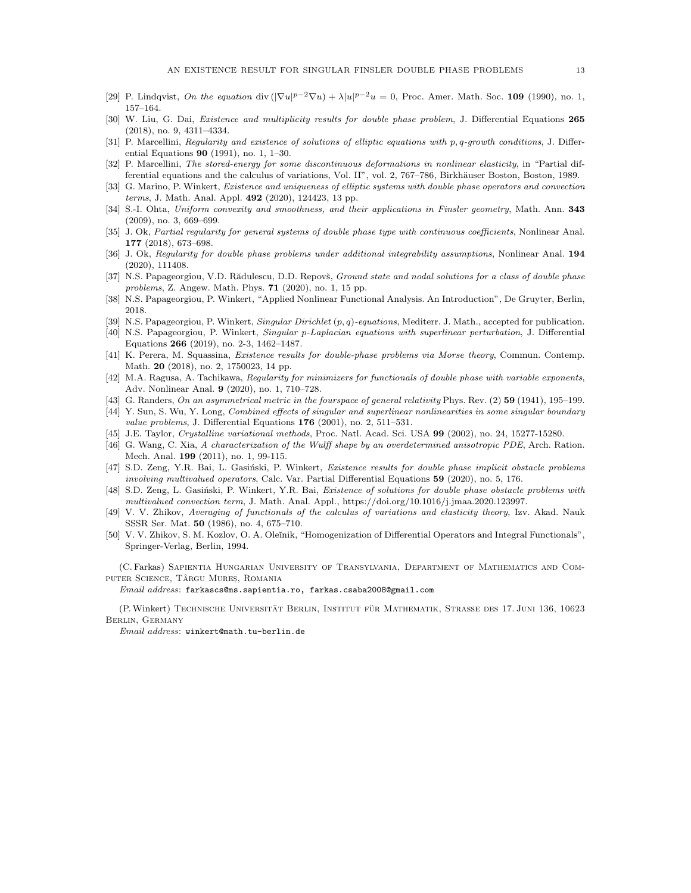[29] P. Lindqvist, *On the equation* $\operatorname{div}(|\nabla u|^{p-2}\nabla u) + \lambda |u|^{p-2}u = 0$, Proc. Amer. Math. Soc. **109** (1990), no. 1, 157–164.

[30] W. Liu, G. Dai, *Existence and multiplicity results for double phase problem*, J. Differential Equations **265** (2018), no. 9, 4311–4334.

[31] P. Marcellini, *Regularity and existence of solutions of elliptic equations with* $p,q$*-growth conditions*, J. Differential Equations **90** (1991), no. 1, 1–30.

[32] P. Marcellini, *The stored-energy for some discontinuous deformations in nonlinear elasticity*, in "Partial differential equations and the calculus of variations, Vol. II", vol. 2, 767–786, Birkhäuser Boston, Boston, 1989.

[33] G. Marino, P. Winkert, *Existence and uniqueness of elliptic systems with double phase operators and convection terms*, J. Math. Anal. Appl. **492** (2020), 124423, 13 pp.

[34] S.-I. Ohta, *Uniform convexity and smoothness, and their applications in Finsler geometry*, Math. Ann. **343** (2009), no. 3, 669–699.

[35] J. Ok, *Partial regularity for general systems of double phase type with continuous coefficients*, Nonlinear Anal. **177** (2018), 673–698.

[36] J. Ok, *Regularity for double phase problems under additional integrability assumptions*, Nonlinear Anal. **194** (2020), 111408.

[37] N.S. Papageorgiou, V.D. Rădulescu, D.D. Repovš, *Ground state and nodal solutions for a class of double phase problems*, Z. Angew. Math. Phys. **71** (2020), no. 1, 15 pp.

[38] N.S. Papageorgiou, P. Winkert, "Applied Nonlinear Functional Analysis. An Introduction", De Gruyter, Berlin, 2018.

[39] N.S. Papageorgiou, P. Winkert, *Singular Dirichlet* $(p,q)$*-equations*, Mediterr. J. Math., accepted for publication.

[40] N.S. Papageorgiou, P. Winkert, *Singular p-Laplacian equations with superlinear perturbation*, J. Differential Equations **266** (2019), no. 2-3, 1462–1487.

[41] K. Perera, M. Squassina, *Existence results for double-phase problems via Morse theory*, Commun. Contemp. Math. **20** (2018), no. 2, 1750023, 14 pp.

[42] M.A. Ragusa, A. Tachikawa, *Regularity for minimizers for functionals of double phase with variable exponents*, Adv. Nonlinear Anal. **9** (2020), no. 1, 710–728.

[43] G. Randers, *On an asymmetrical metric in the fourspace of general relativity* Phys. Rev. (2) **59** (1941), 195–199.

[44] Y. Sun, S. Wu, Y. Long, *Combined effects of singular and superlinear nonlinearities in some singular boundary value problems*, J. Differential Equations **176** (2001), no. 2, 511–531.

[45] J.E. Taylor, *Crystalline variational methods*, Proc. Natl. Acad. Sci. USA **99** (2002), no. 24, 15277-15280.

[46] G. Wang, C. Xia, *A characterization of the Wulff shape by an overdetermined anisotropic PDE*, Arch. Ration. Mech. Anal. **199** (2011), no. 1, 99-115.

[47] S.D. Zeng, Y.R. Bai, L. Gasiński, P. Winkert, *Existence results for double phase implicit obstacle problems involving multivalued operators*, Calc. Var. Partial Differential Equations **59** (2020), no. 5, 176.

[48] S.D. Zeng, L. Gasiński, P. Winkert, Y.R. Bai, *Existence of solutions for double phase obstacle problems with multivalued convection term*, J. Math. Anal. Appl., https://doi.org/10.1016/j.jmaa.2020.123997.

[49] V. V. Zhikov, *Averaging of functionals of the calculus of variations and elasticity theory*, Izv. Akad. Nauk SSSR Ser. Mat. **50** (1986), no. 4, 675–710.

[50] V. V. Zhikov, S. M. Kozlov, O. A. Oleĭnik, "Homogenization of Differential Operators and Integral Functionals", Springer-Verlag, Berlin, 1994.

(C. Farkas) Sapientia Hungarian University of Transylvania, Department of Mathematics and Computer Science, Târgu Mureș, Romania

*Email address*: farkascs@ms.sapientia.ro, farkas.csaba2008@gmail.com

(P. Winkert) Technische Universität Berlin, Institut für Mathematik, Strasse des 17. Juni 136, 10623 Berlin, Germany

*Email address*: winkert@math.tu-berlin.de